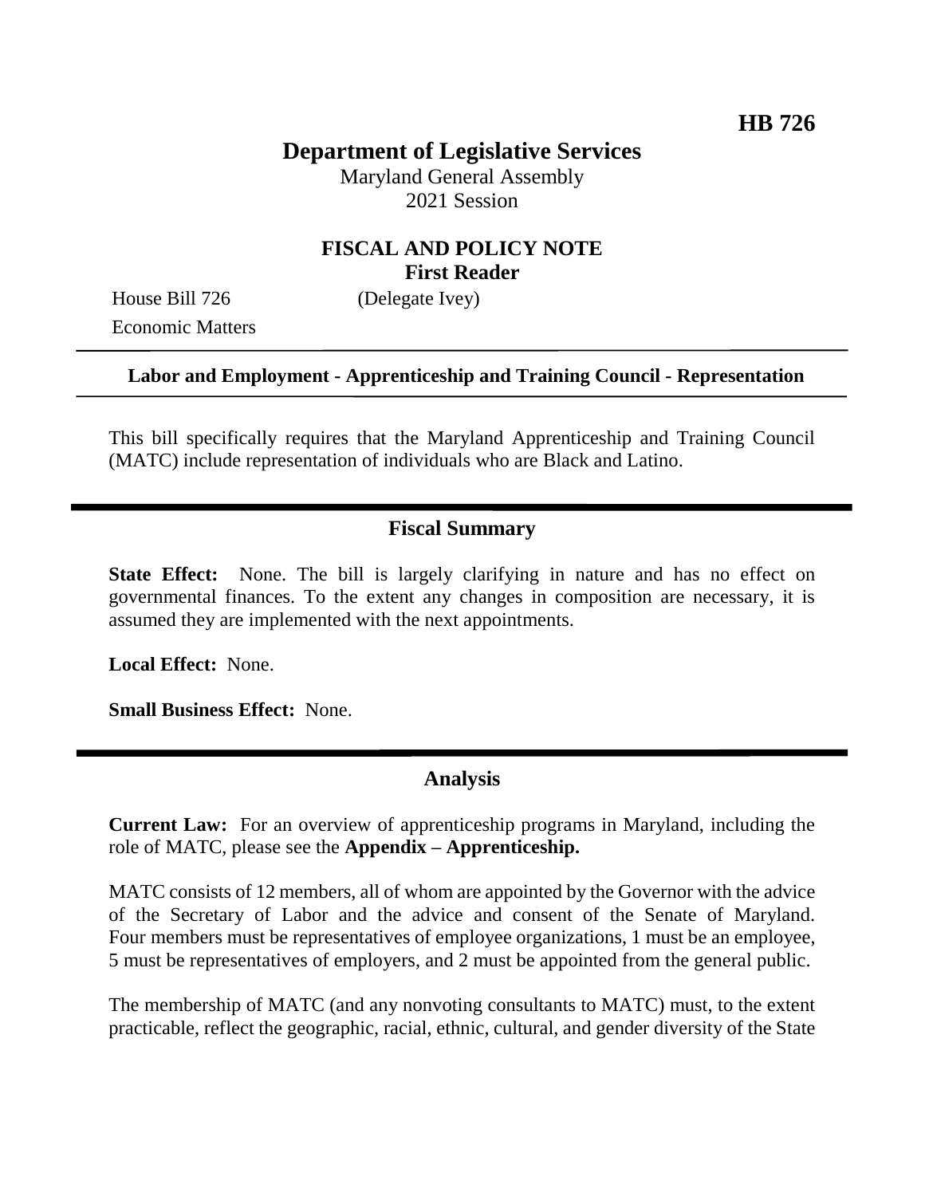**HB 726**

# Department of Legislative Services

Maryland General Assembly
2021 Session

## FISCAL AND POLICY NOTE
**First Reader**

House Bill 726 (Delegate Ivey)
Economic Matters

---

**Labor and Employment - Apprenticeship and Training Council - Representation**

---

This bill specifically requires that the Maryland Apprenticeship and Training Council (MATC) include representation of individuals who are Black and Latino.

---

## Fiscal Summary

**State Effect:** None. The bill is largely clarifying in nature and has no effect on governmental finances. To the extent any changes in composition are necessary, it is assumed they are implemented with the next appointments.

**Local Effect:** None.

**Small Business Effect:** None.

---

## Analysis

**Current Law:** For an overview of apprenticeship programs in Maryland, including the role of MATC, please see the **Appendix – Apprenticeship.**

MATC consists of 12 members, all of whom are appointed by the Governor with the advice of the Secretary of Labor and the advice and consent of the Senate of Maryland. Four members must be representatives of employee organizations, 1 must be an employee, 5 must be representatives of employers, and 2 must be appointed from the general public.

The membership of MATC (and any nonvoting consultants to MATC) must, to the extent practicable, reflect the geographic, racial, ethnic, cultural, and gender diversity of the State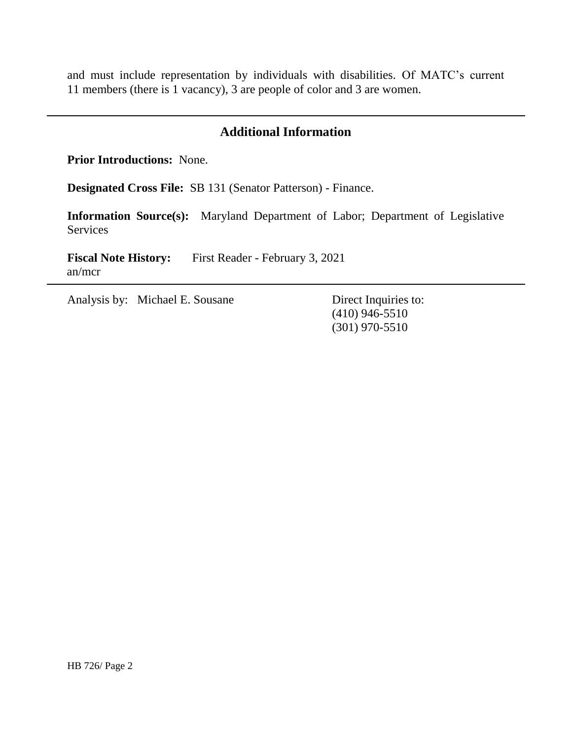and must include representation by individuals with disabilities. Of MATC's current 11 members (there is 1 vacancy), 3 are people of color and 3 are women.

## Additional Information

**Prior Introductions:** None.

**Designated Cross File:** SB 131 (Senator Patterson) - Finance.

**Information Source(s):** Maryland Department of Labor; Department of Legislative Services

**Fiscal Note History:** First Reader - February 3, 2021
an/mcr

Analysis by: Michael E. Sousane

Direct Inquiries to:
(410) 946-5510
(301) 970-5510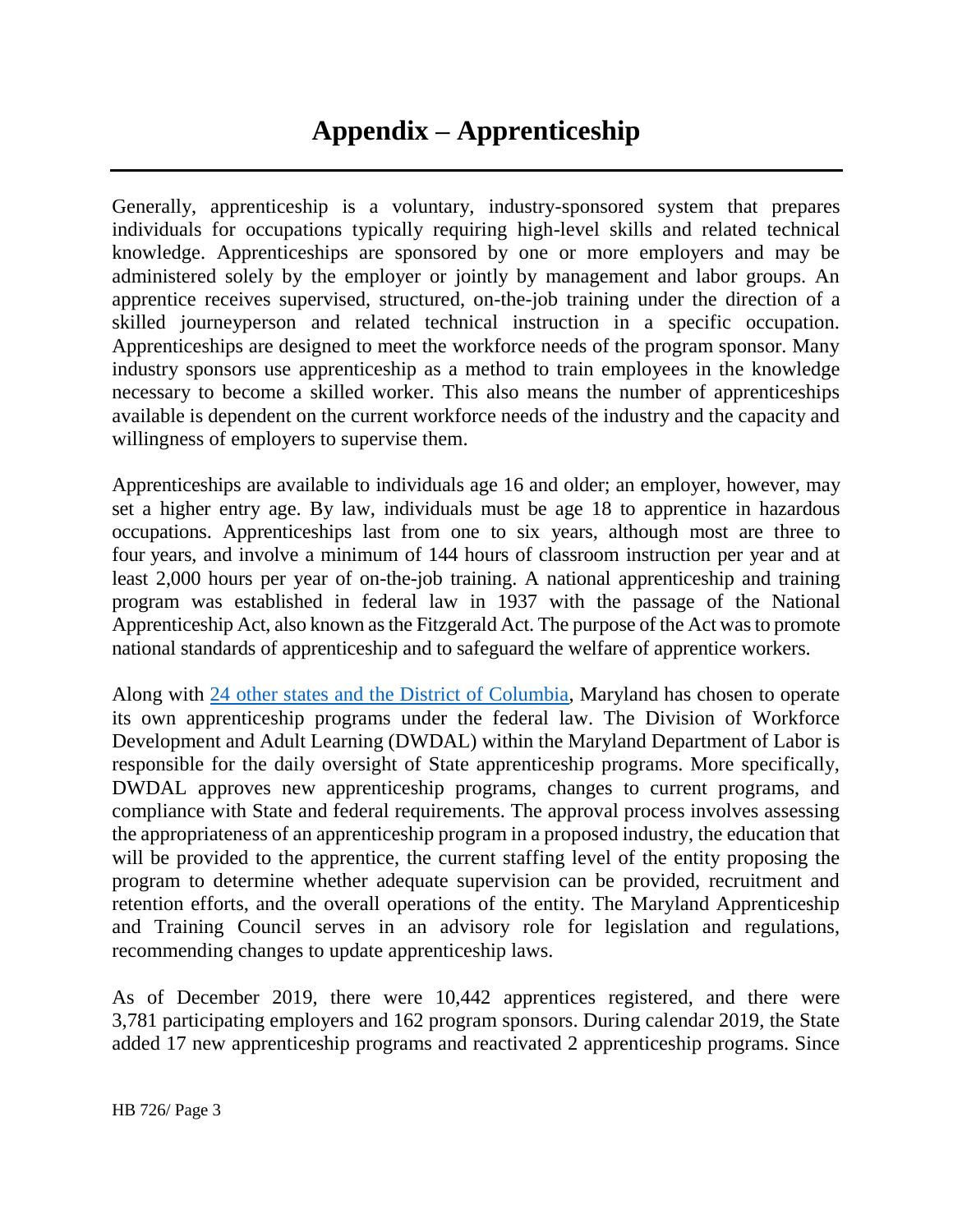# Appendix – Apprenticeship

Generally, apprenticeship is a voluntary, industry-sponsored system that prepares individuals for occupations typically requiring high-level skills and related technical knowledge. Apprenticeships are sponsored by one or more employers and may be administered solely by the employer or jointly by management and labor groups. An apprentice receives supervised, structured, on-the-job training under the direction of a skilled journeyperson and related technical instruction in a specific occupation. Apprenticeships are designed to meet the workforce needs of the program sponsor. Many industry sponsors use apprenticeship as a method to train employees in the knowledge necessary to become a skilled worker. This also means the number of apprenticeships available is dependent on the current workforce needs of the industry and the capacity and willingness of employers to supervise them.

Apprenticeships are available to individuals age 16 and older; an employer, however, may set a higher entry age. By law, individuals must be age 18 to apprentice in hazardous occupations. Apprenticeships last from one to six years, although most are three to four years, and involve a minimum of 144 hours of classroom instruction per year and at least 2,000 hours per year of on-the-job training. A national apprenticeship and training program was established in federal law in 1937 with the passage of the National Apprenticeship Act, also known as the Fitzgerald Act. The purpose of the Act was to promote national standards of apprenticeship and to safeguard the welfare of apprentice workers.

Along with [24 other states and the District of Columbia](), Maryland has chosen to operate its own apprenticeship programs under the federal law. The Division of Workforce Development and Adult Learning (DWDAL) within the Maryland Department of Labor is responsible for the daily oversight of State apprenticeship programs. More specifically, DWDAL approves new apprenticeship programs, changes to current programs, and compliance with State and federal requirements. The approval process involves assessing the appropriateness of an apprenticeship program in a proposed industry, the education that will be provided to the apprentice, the current staffing level of the entity proposing the program to determine whether adequate supervision can be provided, recruitment and retention efforts, and the overall operations of the entity. The Maryland Apprenticeship and Training Council serves in an advisory role for legislation and regulations, recommending changes to update apprenticeship laws.

As of December 2019, there were 10,442 apprentices registered, and there were 3,781 participating employers and 162 program sponsors. During calendar 2019, the State added 17 new apprenticeship programs and reactivated 2 apprenticeship programs. Since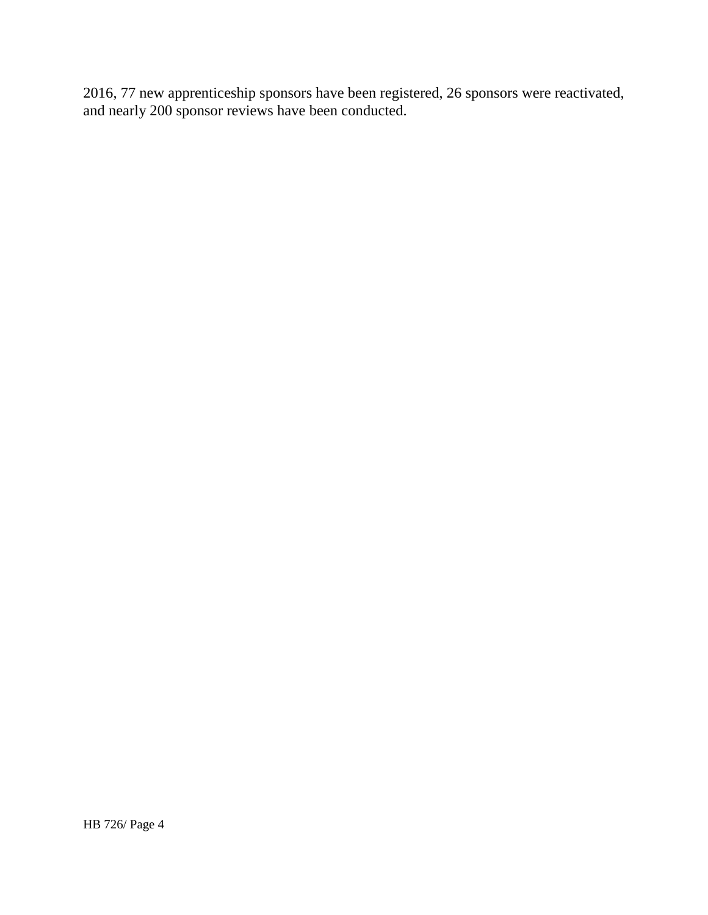2016, 77 new apprenticeship sponsors have been registered, 26 sponsors were reactivated, and nearly 200 sponsor reviews have been conducted.